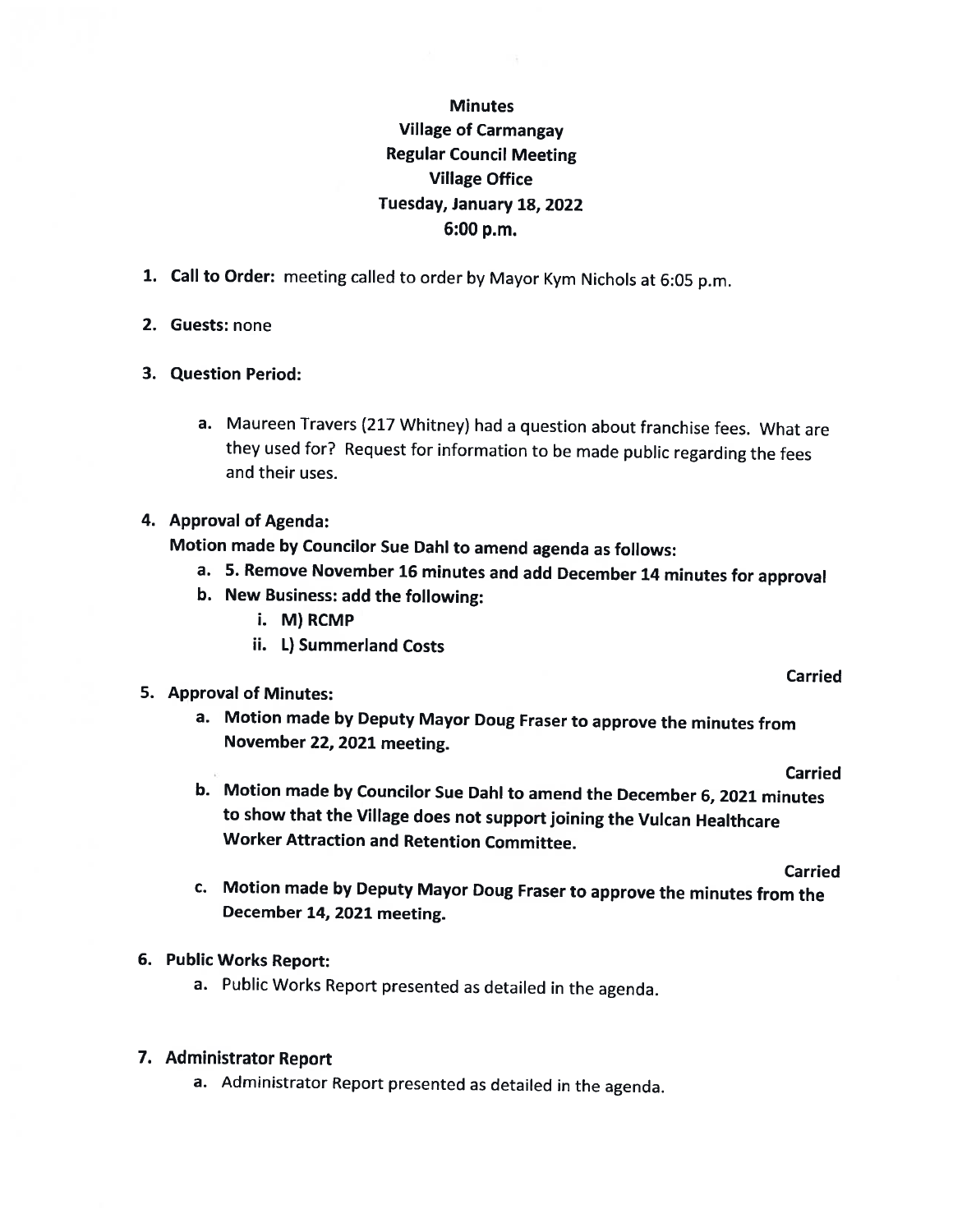**Minutes**
**Village of Carmangay**
**Regular Council Meeting**
**Village Office**
**Tuesday, January 18, 2022**
**6:00 p.m.**

1. **Call to Order:** meeting called to order by Mayor Kym Nichols at 6:05 p.m.

2. **Guests:** none

3. **Question Period:**

   a. Maureen Travers (217 Whitney) had a question about franchise fees. What are they used for? Request for information to be made public regarding the fees and their uses.

4. **Approval of Agenda:**
   **Motion made by Councilor Sue Dahl to amend agenda as follows:**
   a. **5. Remove November 16 minutes and add December 14 minutes for approval**
   b. **New Business: add the following:**
      i. **M) RCMP**
      ii. **L) Summerland Costs**

   **Carried**

5. **Approval of Minutes:**
   a. **Motion made by Deputy Mayor Doug Fraser to approve the minutes from November 22, 2021 meeting.**

   **Carried**

   b. **Motion made by Councilor Sue Dahl to amend the December 6, 2021 minutes to show that the Village does not support joining the Vulcan Healthcare Worker Attraction and Retention Committee.**

   **Carried**

   c. **Motion made by Deputy Mayor Doug Fraser to approve the minutes from the December 14, 2021 meeting.**

6. **Public Works Report:**
   a. Public Works Report presented as detailed in the agenda.

7. **Administrator Report**
   a. Administrator Report presented as detailed in the agenda.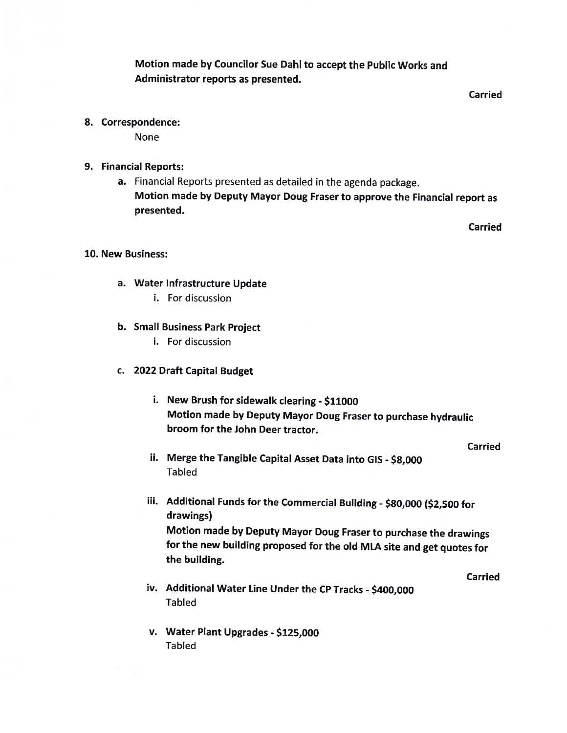**Motion made by Councilor Sue Dahl to accept the Public Works and Administrator reports as presented.**

**Carried**

8. **Correspondence:**

   None

9. **Financial Reports:**

   a. Financial Reports presented as detailed in the agenda package.
   **Motion made by Deputy Mayor Doug Fraser to approve the Financial report as presented.**

   **Carried**

10. **New Business:**

   a. **Water Infrastructure Update**
      i. For discussion

   b. **Small Business Park Project**
      i. For discussion

   c. **2022 Draft Capital Budget**

      i. **New Brush for sidewalk clearing - $11000**
      **Motion made by Deputy Mayor Doug Fraser to purchase hydraulic broom for the John Deer tractor.**

      **Carried**

      ii. **Merge the Tangible Capital Asset Data into GIS - $8,000**
      Tabled

      iii. **Additional Funds for the Commercial Building - $80,000 ($2,500 for drawings)**
      **Motion made by Deputy Mayor Doug Fraser to purchase the drawings for the new building proposed for the old MLA site and get quotes for the building.**

      **Carried**

      iv. **Additional Water Line Under the CP Tracks - $400,000**
      Tabled

      v. **Water Plant Upgrades - $125,000**
      Tabled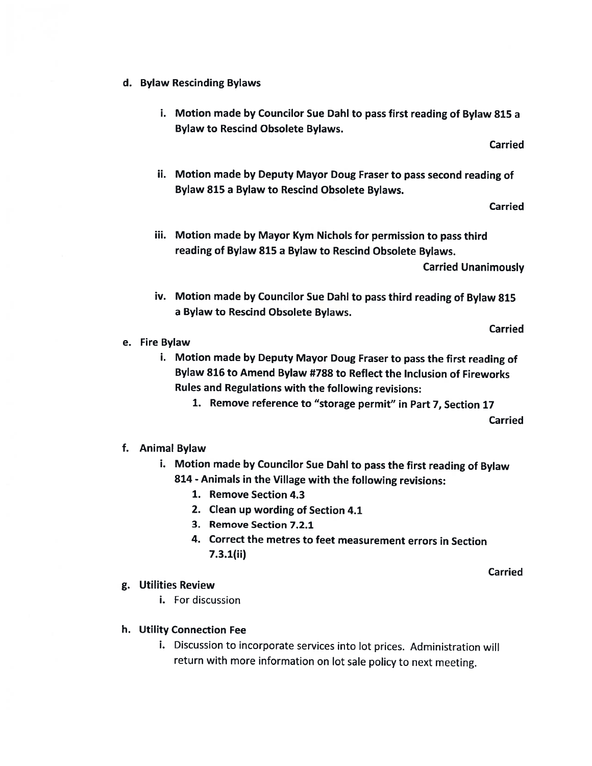d. **Bylaw Rescinding Bylaws**

   i. **Motion made by Councilor Sue Dahl to pass first reading of Bylaw 815 a Bylaw to Rescind Obsolete Bylaws.**

   **Carried**

   ii. **Motion made by Deputy Mayor Doug Fraser to pass second reading of Bylaw 815 a Bylaw to Rescind Obsolete Bylaws.**

   **Carried**

   iii. **Motion made by Mayor Kym Nichols for permission to pass third reading of Bylaw 815 a Bylaw to Rescind Obsolete Bylaws.**

   **Carried Unanimously**

   iv. **Motion made by Councilor Sue Dahl to pass third reading of Bylaw 815 a Bylaw to Rescind Obsolete Bylaws.**

   **Carried**

e. **Fire Bylaw**

   i. **Motion made by Deputy Mayor Doug Fraser to pass the first reading of Bylaw 816 to Amend Bylaw #788 to Reflect the Inclusion of Fireworks Rules and Regulations with the following revisions:**
      1. **Remove reference to "storage permit" in Part 7, Section 17**

   **Carried**

f. **Animal Bylaw**

   i. **Motion made by Councilor Sue Dahl to pass the first reading of Bylaw 814 - Animals in the Village with the following revisions:**
      1. **Remove Section 4.3**
      2. **Clean up wording of Section 4.1**
      3. **Remove Section 7.2.1**
      4. **Correct the metres to feet measurement errors in Section 7.3.1(ii)**

   **Carried**

g. **Utilities Review**

   i. For discussion

h. **Utility Connection Fee**

   i. Discussion to incorporate services into lot prices. Administration will return with more information on lot sale policy to next meeting.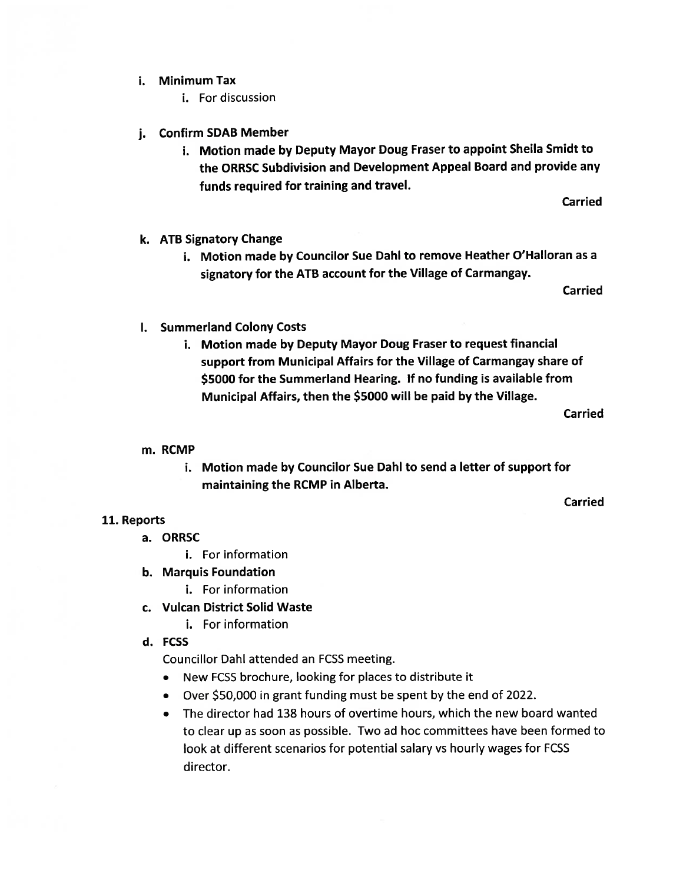i. **Minimum Tax**
    i. For discussion

j. **Confirm SDAB Member**
    i. **Motion made by Deputy Mayor Doug Fraser to appoint Sheila Smidt to the ORRSC Subdivision and Development Appeal Board and provide any funds required for training and travel.**

**Carried**

k. **ATB Signatory Change**
    i. **Motion made by Councilor Sue Dahl to remove Heather O'Halloran as a signatory for the ATB account for the Village of Carmangay.**

**Carried**

l. **Summerland Colony Costs**
    i. **Motion made by Deputy Mayor Doug Fraser to request financial support from Municipal Affairs for the Village of Carmangay share of $5000 for the Summerland Hearing. If no funding is available from Municipal Affairs, then the $5000 will be paid by the Village.**

**Carried**

m. **RCMP**
    i. **Motion made by Councilor Sue Dahl to send a letter of support for maintaining the RCMP in Alberta.**

**Carried**

**11. Reports**

a. **ORRSC**
    i. For information

b. **Marquis Foundation**
    i. For information

c. **Vulcan District Solid Waste**
    i. For information

d. **FCSS**

Councillor Dahl attended an FCSS meeting.

- New FCSS brochure, looking for places to distribute it
- Over $50,000 in grant funding must be spent by the end of 2022.
- The director had 138 hours of overtime hours, which the new board wanted to clear up as soon as possible. Two ad hoc committees have been formed to look at different scenarios for potential salary vs hourly wages for FCSS director.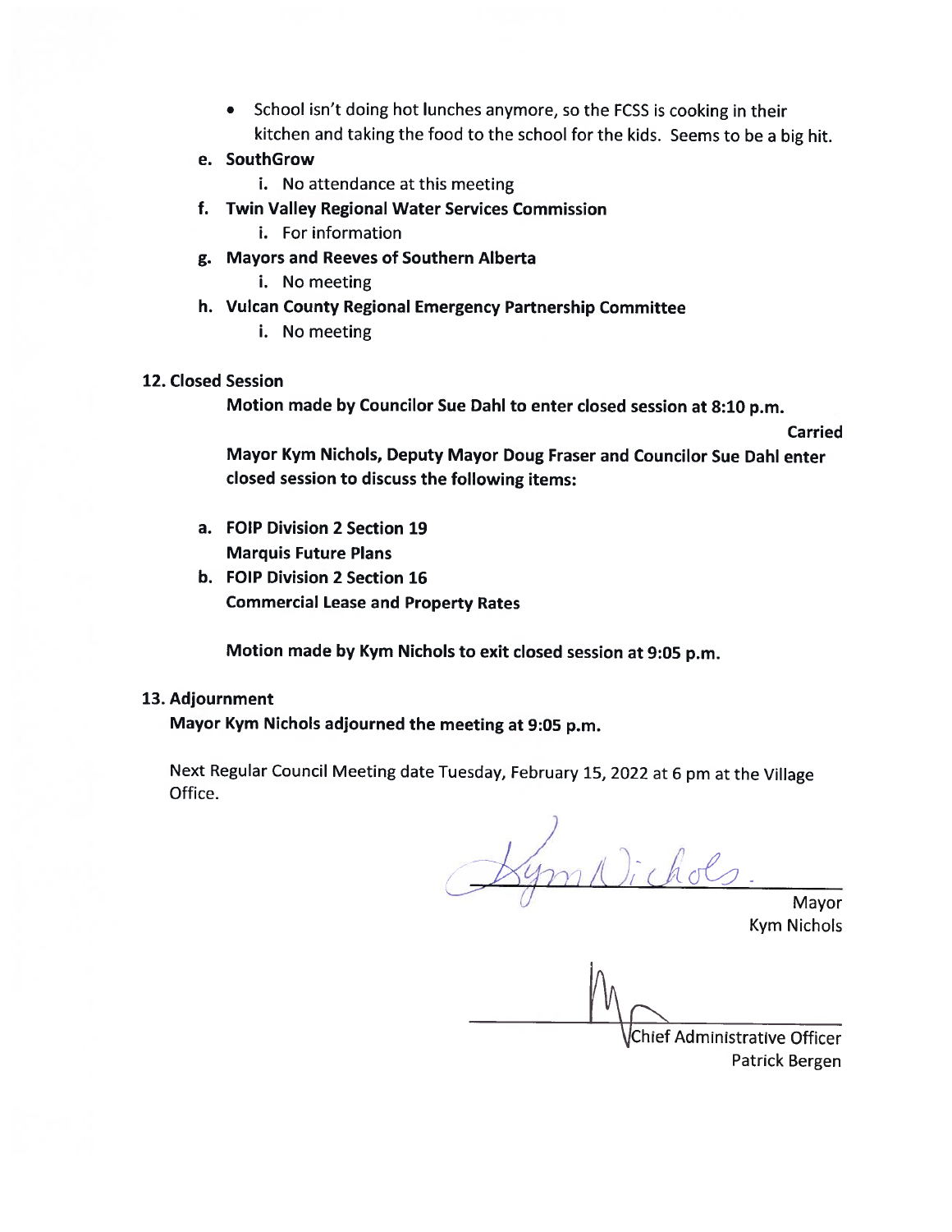- School isn't doing hot lunches anymore, so the FCSS is cooking in their kitchen and taking the food to the school for the kids. Seems to be a big hit.

**e. SouthGrow**

i. No attendance at this meeting

**f. Twin Valley Regional Water Services Commission**

i. For information

**g. Mayors and Reeves of Southern Alberta**

i. No meeting

**h. Vulcan County Regional Emergency Partnership Committee**

i. No meeting

**12. Closed Session**

**Motion made by Councilor Sue Dahl to enter closed session at 8:10 p.m.**

**Carried**

**Mayor Kym Nichols, Deputy Mayor Doug Fraser and Councilor Sue Dahl enter closed session to discuss the following items:**

**a. FOIP Division 2 Section 19**
**Marquis Future Plans**

**b. FOIP Division 2 Section 16**
**Commercial Lease and Property Rates**

**Motion made by Kym Nichols to exit closed session at 9:05 p.m.**

**13. Adjournment**

**Mayor Kym Nichols adjourned the meeting at 9:05 p.m.**

Next Regular Council Meeting date Tuesday, February 15, 2022 at 6 pm at the Village Office.

Mayor
Kym Nichols

Chief Administrative Officer
Patrick Bergen